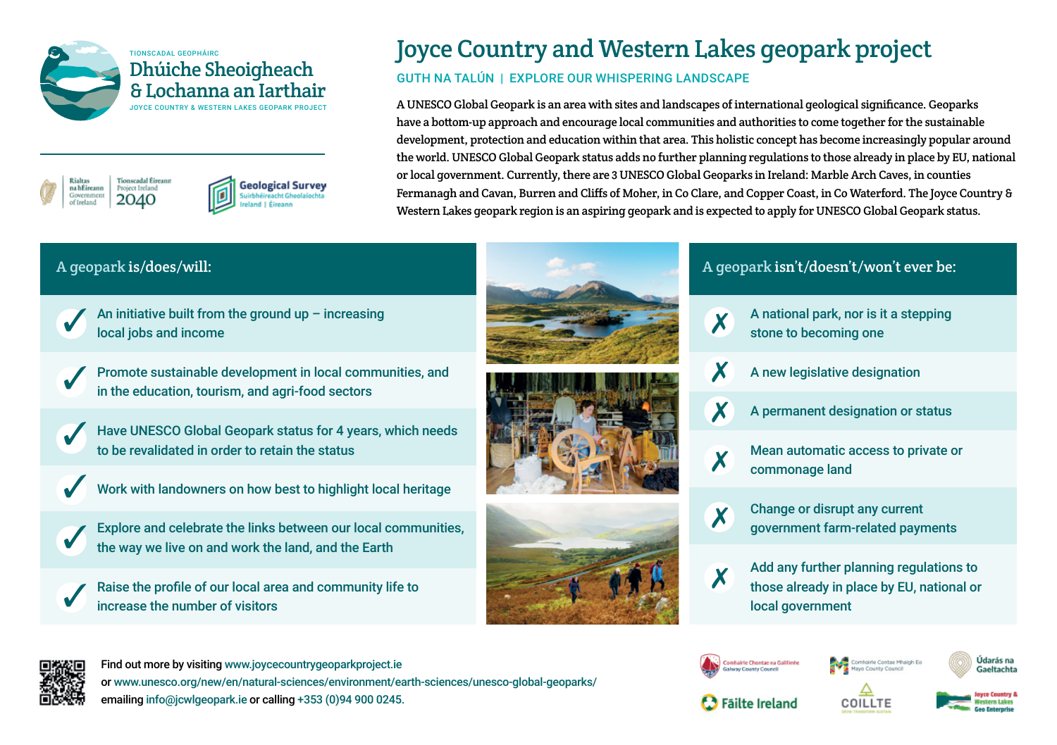TIONSCADAL GEOPHÁIRC

# Dhúiche Sheoigheach & Lochanna an Iarthair

JOYCE COUNTRY & WESTERN LAKES GEOPARK PROJECT

Rialtas na hÉireann Government of Ireland | Tionscadal Éireann Project Ireland 2040

Geological Survey Suirbhéireacht Gheolaíochta Ireland | Éireann

# Joyce Country and Western Lakes geopark project

GUTH NA TALÚN | EXPLORE OUR WHISPERING LANDSCAPE

A UNESCO Global Geopark is an area with sites and landscapes of international geological significance. Geoparks have a bottom-up approach and encourage local communities and authorities to come together for the sustainable development, protection and education within that area. This holistic concept has become increasingly popular around the world. UNESCO Global Geopark status adds no further planning regulations to those already in place by EU, national or local government. Currently, there are 3 UNESCO Global Geoparks in Ireland: Marble Arch Caves, in counties Fermanagh and Cavan, Burren and Cliffs of Moher, in Co Clare, and Copper Coast, in Co Waterford. The Joyce Country & Western Lakes geopark region is an aspiring geopark and is expected to apply for UNESCO Global Geopark status.

## A geopark is/does/will:

- ✓ An initiative built from the ground up – increasing local jobs and income
- ✓ Promote sustainable development in local communities, and in the education, tourism, and agri-food sectors
- ✓ Have UNESCO Global Geopark status for 4 years, which needs to be revalidated in order to retain the status
- ✓ Work with landowners on how best to highlight local heritage
- ✓ Explore and celebrate the links between our local communities, the way we live on and work the land, and the Earth
- ✓ Raise the profile of our local area and community life to increase the number of visitors

## A geopark isn't/doesn't/won't ever be:

- ✗ A national park, nor is it a stepping stone to becoming one
- ✗ A new legislative designation
- ✗ A permanent designation or status
- ✗ Mean automatic access to private or commonage land
- ✗ Change or disrupt any current government farm-related payments
- ✗ Add any further planning regulations to those already in place by EU, national or local government

Find out more by visiting www.joycecountrygeoparkproject.ie
or www.unesco.org/new/en/natural-sciences/environment/earth-sciences/unesco-global-geoparks/
emailing info@jcwlgeopark.ie or calling +353 (0)94 900 0245.

Comhairle Chontae na Gaillimhe Galway County Council | Comhairle Contae Mhaigh Eo Mayo County Council | Údarás na Gaeltachta | Fáilte Ireland | COILLTE | Joyce Country & Western Lakes Geo Enterprise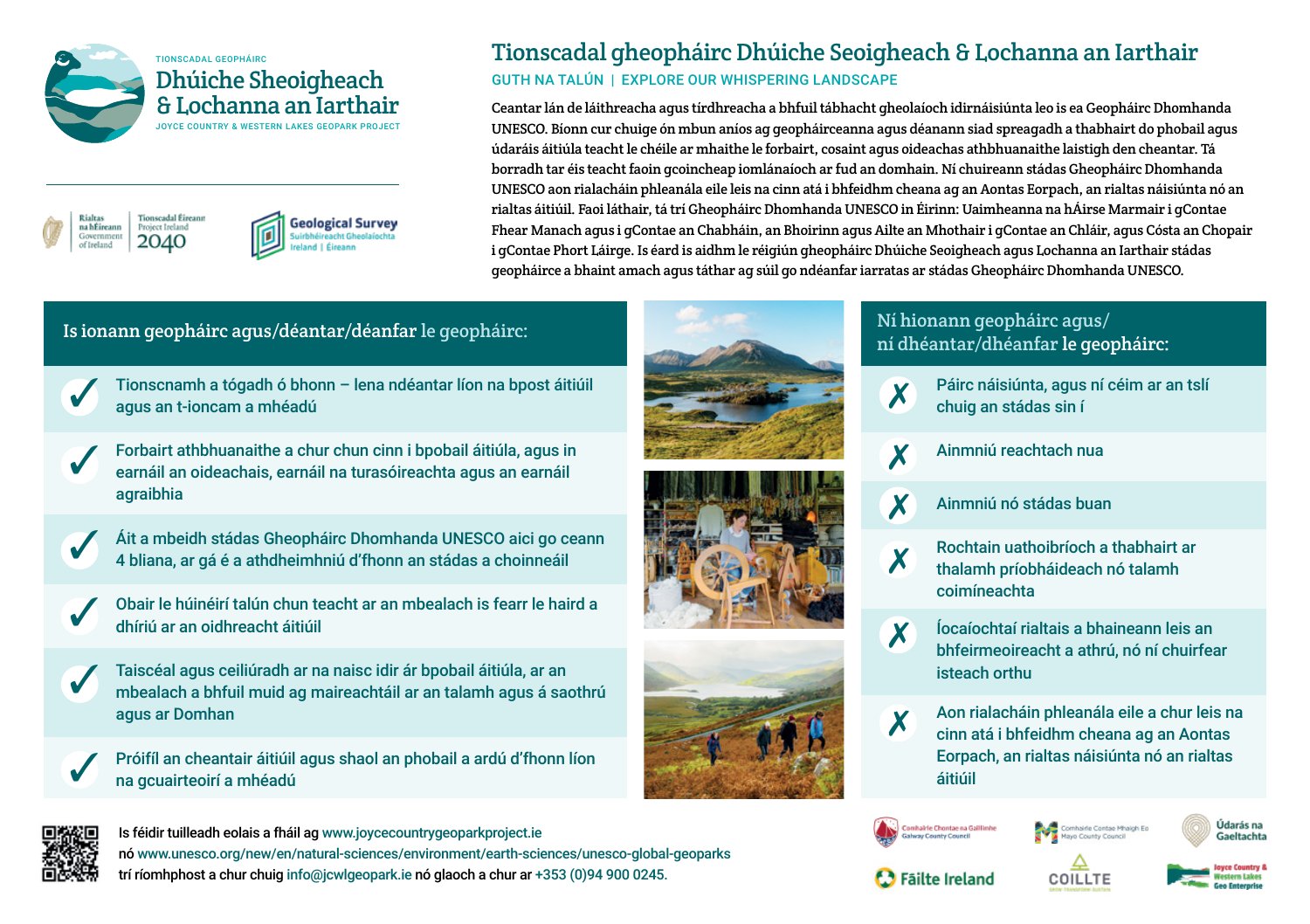TIONSCADAL GEOPHÁIRC

Dhúiche Sheoigheach & Lochanna an Iarthair

JOYCE COUNTRY & WESTERN LAKES GEOPARK PROJECT

Rialtas na hÉireann Government of Ireland | Tionscadal Éireann Project Ireland 2040 | Geological Survey Suirbhéireacht Gheolaíochta Ireland | Éireann

# Tionscadal gheopháirc Dhúiche Seoigheach & Lochanna an Iarthair

GUTH NA TALÚN | EXPLORE OUR WHISPERING LANDSCAPE

Ceantar lán de láithreacha agus tírdhreacha a bhfuil tábhacht gheolaíoch idirnáisiúnta leo is ea Geophháirc Dhomhanda UNESCO. Bíonn cur chuige ón mbun aníos ag geopháirceanna agus déanann siad spreagadh a thabhairt do phobail agus údaráis áitiúla teacht le chéile ar mhaithe le forbairt, cosaint agus oideachas athbhuanaithe laistigh den cheantar. Tá borradh tar éis teacht faoin gcoincheap iomlánaíoch ar fud an domhain. Ní chuireann stádas Gheopháirc Dhomhanda UNESCO aon rialacháin phleanála eile leis na cinn atá i bhfeidhm cheana ag an Aontas Eorpach, an rialtas náisiúnta nó an rialtas áitiúil. Faoi láthair, tá trí Gheopháirc Dhomhanda UNESCO in Éirinn: Uaimheanna na hÁirse Marmair i gContae Fhear Manach agus i gContae an Chabháin, an Bhoirinn agus Ailte an Mhothair i gContae an Chláir, agus Cósta an Chopair i gContae Phort Láirge. Is éard is aidhm le réigiún gheopháirc Dhúiche Seoigheach agus Lochanna an Iarthair stádas geopháirce a bhaint amach agus táthar ag súil go ndéanfar iarratas ar stádas Gheopháirc Dhomhanda UNESCO.

## Is ionann geopháirc agus/déantar/déanfar le geopháirc:

- ✓ Tionscnamh a tógadh ó bhonn – lena ndéantar líon na bpost áitiúil agus an t-ioncam a mhéadú
- ✓ Forbairt athbhuanaithe a chur chun cinn i bpobail áitiúla, agus in earnáil an oideachais, earnáil na turasóireachta agus an earnáil agraibhia
- ✓ Áit a mbeidh stádas Gheopháirc Dhomhanda UNESCO aici go ceann 4 bliana, ar gá é a athdheimhniú d'fhonn an stádas a choinneáil
- ✓ Obair le húinéirí talún chun teacht ar an mbealach is fearr le haird a dhíriú ar an oidhreacht áitiúil
- ✓ Taiscéal agus ceiliúradh ar na naisc idir ár bpobail áitiúla, ar an mbealach a bhfuil muid ag maireachtáil ar an talamh agus á saothrú agus ar Domhan
- ✓ Próifíl an cheantair áitiúil agus shaol an phobail a ardú d'fhonn líon na gcuairteoirí a mhéadú

## Ní hionann geopháirc agus/ ní dhéantar/dhéanfar le geopháirc:

- ✗ Páirc náisiúnta, agus ní céim ar an tslí chuig an stádas sin í
- ✗ Ainmniú reachtach nua
- ✗ Ainmniú nó stádas buan
- ✗ Rochtain uathoibríoch a thabhairt ar thalamh príobháideach nó talamh coimíneachta
- ✗ Íocaíochtaí rialtais a bhaineann leis an bhfeirmeoireacht a athrú, nó ní chuirfear isteach orthu
- ✗ Aon rialacháin phleanála eile a chur leis na cinn atá i bhfeidhm cheana ag an Aontas Eorpach, an rialtas náisiúnta nó an rialtas áitiúil

Is féidir tuilleadh eolais a fháil ag www.joycecountrygeoparkproject.ie nó www.unesco.org/new/en/natural-sciences/environment/earth-sciences/unesco-global-geoparks trí ríomhphost a chur chuig info@jcwlgeopark.ie nó glaoch a chur ar +353 (0)94 900 0245.

Comhairle Chontae na Gaillimhe Galway County Council | Comhairle Contae Mhaigh Eo Mayo County Council | Údarás na Gaeltachta | Fáilte Ireland | COILLTE | Joyce Country & Western Lakes Geo Enterprise